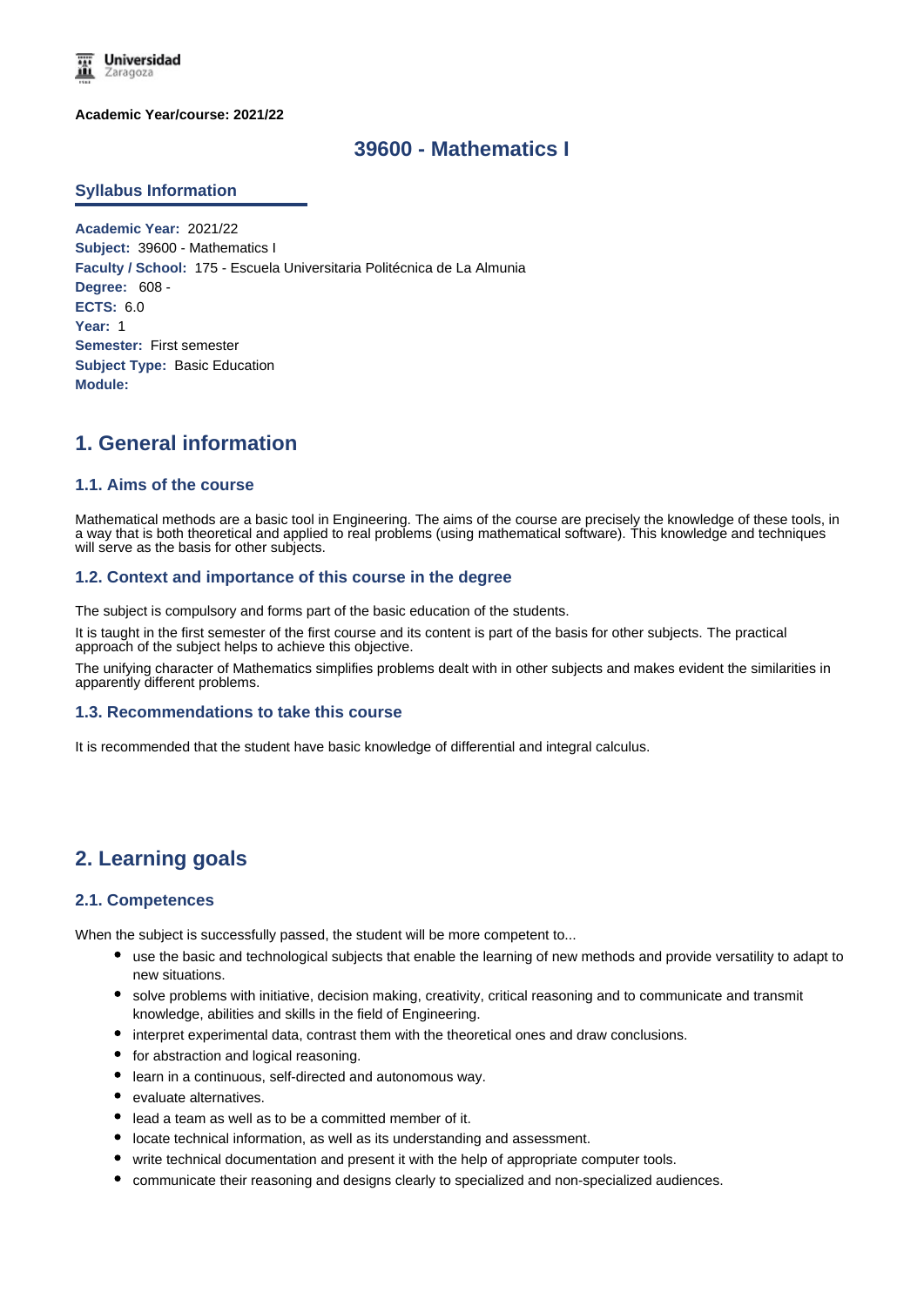Academic Year/course: 2021/22

# 39600 - Mathematics I

## Syllabus Information

**Academic Year:** 2021/22
**Subject:** 39600 - Mathematics I
**Faculty / School:** 175 - Escuela Universitaria Politécnica de La Almunia
**Degree:** 608 -
**ECTS:** 6.0
**Year:** 1
**Semester:** First semester
**Subject Type:** Basic Education
**Module:**

# 1. General information

## 1.1. Aims of the course

Mathematical methods are a basic tool in Engineering. The aims of the course are precisely the knowledge of these tools, in a way that is both theoretical and applied to real problems (using mathematical software). This knowledge and techniques will serve as the basis for other subjects.

## 1.2. Context and importance of this course in the degree

The subject is compulsory and forms part of the basic education of the students.

It is taught in the first semester of the first course and its content is part of the basis for other subjects. The practical approach of the subject helps to achieve this objective.

The unifying character of Mathematics simplifies problems dealt with in other subjects and makes evident the similarities in apparently different problems.

## 1.3. Recommendations to take this course

It is recommended that the student have basic knowledge of differential and integral calculus.

# 2. Learning goals

## 2.1. Competences

When the subject is successfully passed, the student will be more competent to...

- use the basic and technological subjects that enable the learning of new methods and provide versatility to adapt to new situations.
- solve problems with initiative, decision making, creativity, critical reasoning and to communicate and transmit knowledge, abilities and skills in the field of Engineering.
- interpret experimental data, contrast them with the theoretical ones and draw conclusions.
- for abstraction and logical reasoning.
- learn in a continuous, self-directed and autonomous way.
- evaluate alternatives.
- lead a team as well as to be a committed member of it.
- locate technical information, as well as its understanding and assessment.
- write technical documentation and present it with the help of appropriate computer tools.
- communicate their reasoning and designs clearly to specialized and non-specialized audiences.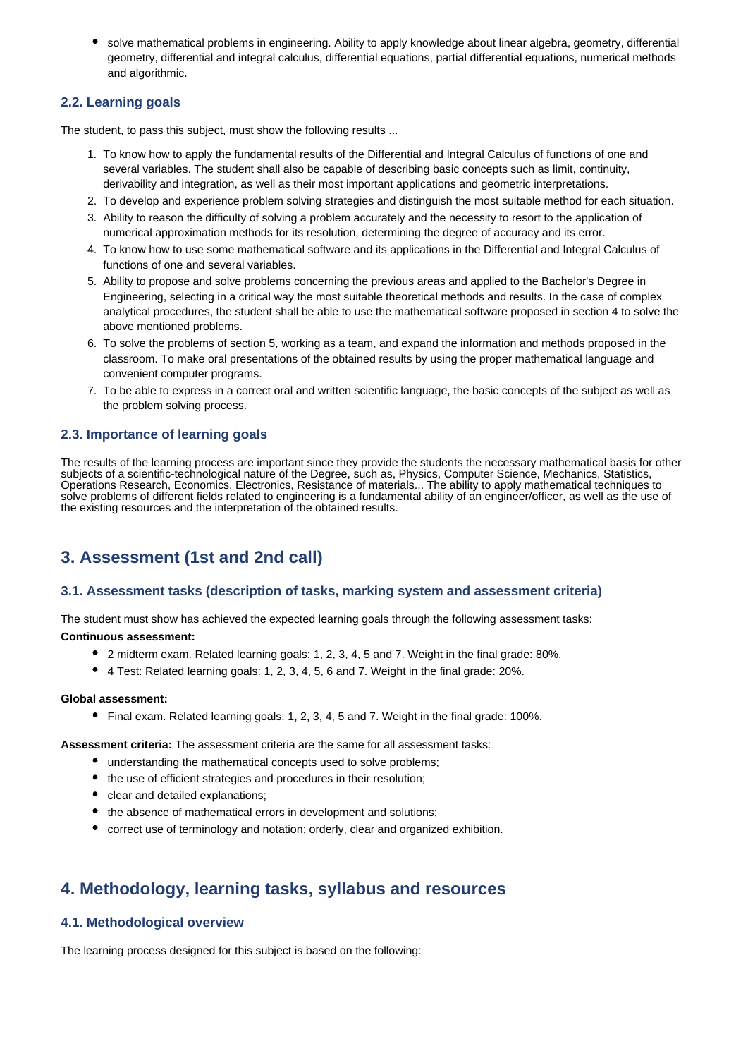- solve mathematical problems in engineering. Ability to apply knowledge about linear algebra, geometry, differential geometry, differential and integral calculus, differential equations, partial differential equations, numerical methods and algorithmic.

### 2.2. Learning goals

The student, to pass this subject, must show the following results ...

1. To know how to apply the fundamental results of the Differential and Integral Calculus of functions of one and several variables. The student shall also be capable of describing basic concepts such as limit, continuity, derivability and integration, as well as their most important applications and geometric interpretations.
2. To develop and experience problem solving strategies and distinguish the most suitable method for each situation.
3. Ability to reason the difficulty of solving a problem accurately and the necessity to resort to the application of numerical approximation methods for its resolution, determining the degree of accuracy and its error.
4. To know how to use some mathematical software and its applications in the Differential and Integral Calculus of functions of one and several variables.
5. Ability to propose and solve problems concerning the previous areas and applied to the Bachelor's Degree in Engineering, selecting in a critical way the most suitable theoretical methods and results. In the case of complex analytical procedures, the student shall be able to use the mathematical software proposed in section 4 to solve the above mentioned problems.
6. To solve the problems of section 5, working as a team, and expand the information and methods proposed in the classroom. To make oral presentations of the obtained results by using the proper mathematical language and convenient computer programs.
7. To be able to express in a correct oral and written scientific language, the basic concepts of the subject as well as the problem solving process.

### 2.3. Importance of learning goals

The results of the learning process are important since they provide the students the necessary mathematical basis for other subjects of a scientific-technological nature of the Degree, such as, Physics, Computer Science, Mechanics, Statistics, Operations Research, Economics, Electronics, Resistance of materials... The ability to apply mathematical techniques to solve problems of different fields related to engineering is a fundamental ability of an engineer/officer, as well as the use of the existing resources and the interpretation of the obtained results.

## 3. Assessment (1st and 2nd call)

### 3.1. Assessment tasks (description of tasks, marking system and assessment criteria)

The student must show has achieved the expected learning goals through the following assessment tasks:

**Continuous assessment:**

- 2 midterm exam. Related learning goals: 1, 2, 3, 4, 5 and 7. Weight in the final grade: 80%.
- 4 Test: Related learning goals: 1, 2, 3, 4, 5, 6 and 7. Weight in the final grade: 20%.

**Global assessment:**

- Final exam. Related learning goals: 1, 2, 3, 4, 5 and 7. Weight in the final grade: 100%.

**Assessment criteria:** The assessment criteria are the same for all assessment tasks:

- understanding the mathematical concepts used to solve problems;
- the use of efficient strategies and procedures in their resolution;
- clear and detailed explanations;
- the absence of mathematical errors in development and solutions;
- correct use of terminology and notation; orderly, clear and organized exhibition.

## 4. Methodology, learning tasks, syllabus and resources

### 4.1. Methodological overview

The learning process designed for this subject is based on the following: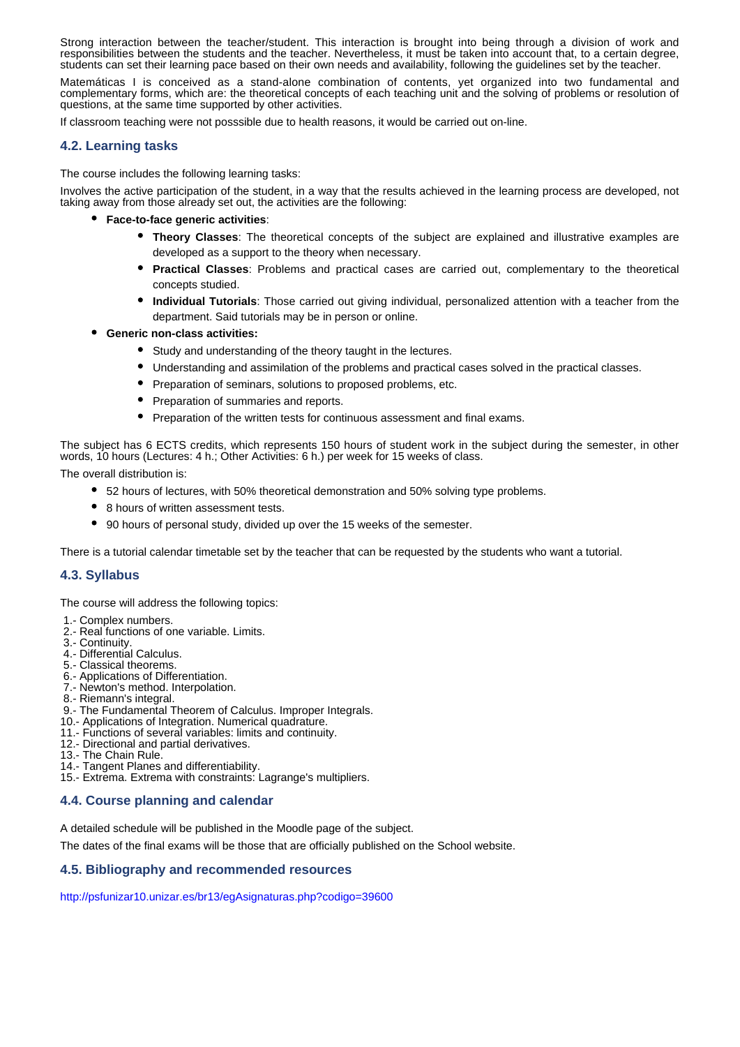Strong interaction between the teacher/student. This interaction is brought into being through a division of work and responsibilities between the students and the teacher. Nevertheless, it must be taken into account that, to a certain degree, students can set their learning pace based on their own needs and availability, following the guidelines set by the teacher.

Matemáticas I is conceived as a stand-alone combination of contents, yet organized into two fundamental and complementary forms, which are: the theoretical concepts of each teaching unit and the solving of problems or resolution of questions, at the same time supported by other activities.

If classroom teaching were not posssible due to health reasons, it would be carried out on-line.

### 4.2. Learning tasks

The course includes the following learning tasks:

Involves the active participation of the student, in a way that the results achieved in the learning process are developed, not taking away from those already set out, the activities are the following:

- **Face-to-face generic activities**:
  - **Theory Classes**: The theoretical concepts of the subject are explained and illustrative examples are developed as a support to the theory when necessary.
  - **Practical Classes**: Problems and practical cases are carried out, complementary to the theoretical concepts studied.
  - **Individual Tutorials**: Those carried out giving individual, personalized attention with a teacher from the department. Said tutorials may be in person or online.
- **Generic non-class activities:**
  - Study and understanding of the theory taught in the lectures.
  - Understanding and assimilation of the problems and practical cases solved in the practical classes.
  - Preparation of seminars, solutions to proposed problems, etc.
  - Preparation of summaries and reports.
  - Preparation of the written tests for continuous assessment and final exams.

The subject has 6 ECTS credits, which represents 150 hours of student work in the subject during the semester, in other words, 10 hours (Lectures: 4 h.; Other Activities: 6 h.) per week for 15 weeks of class.

The overall distribution is:

- 52 hours of lectures, with 50% theoretical demonstration and 50% solving type problems.
- 8 hours of written assessment tests.
- 90 hours of personal study, divided up over the 15 weeks of the semester.

There is a tutorial calendar timetable set by the teacher that can be requested by the students who want a tutorial.

### 4.3. Syllabus

The course will address the following topics:

1.- Complex numbers.
2.- Real functions of one variable. Limits.
3.- Continuity.
4.- Differential Calculus.
5.- Classical theorems.
6.- Applications of Differentiation.
7.- Newton's method. Interpolation.
8.- Riemann's integral.
9.- The Fundamental Theorem of Calculus. Improper Integrals.
10.- Applications of Integration. Numerical quadrature.
11.- Functions of several variables: limits and continuity.
12.- Directional and partial derivatives.
13.- The Chain Rule.
14.- Tangent Planes and differentiability.
15.- Extrema. Extrema with constraints: Lagrange's multipliers.

### 4.4. Course planning and calendar

A detailed schedule will be published in the Moodle page of the subject.

The dates of the final exams will be those that are officially published on the School website.

### 4.5. Bibliography and recommended resources

http://psfunizar10.unizar.es/br13/egAsignaturas.php?codigo=39600